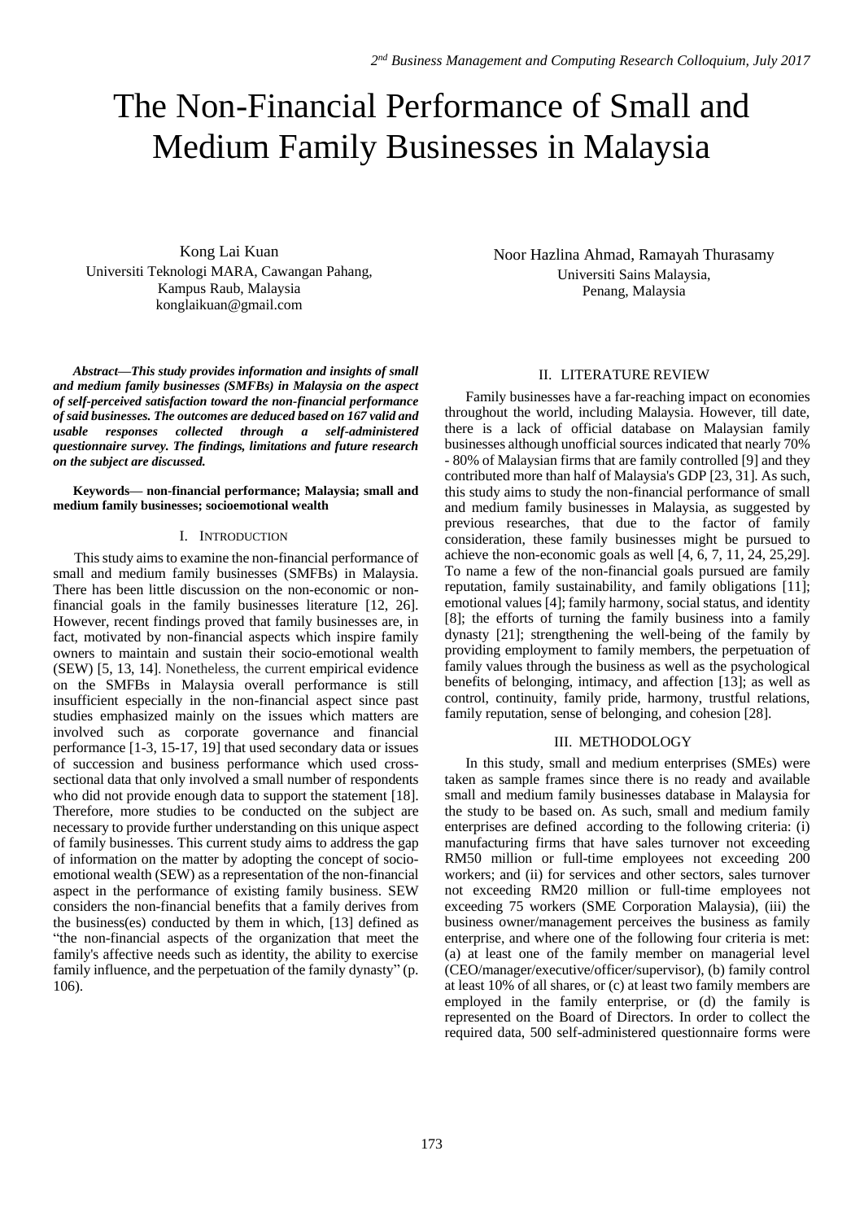# The Non-Financial Performance of Small and Medium Family Businesses in Malaysia

Kong Lai Kuan
Universiti Teknologi MARA, Cawangan Pahang,
Kampus Raub, Malaysia
konglaikuan@gmail.com

Noor Hazlina Ahmad, Ramayah Thurasamy
Universiti Sains Malaysia,
Penang, Malaysia

***Abstract*—This study provides information and insights of small and medium family businesses (SMFBs) in Malaysia on the aspect of self-perceived satisfaction toward the non-financial performance of said businesses. The outcomes are deduced based on 167 valid and usable responses collected through a self-administered questionnaire survey. The findings, limitations and future research on the subject are discussed.**

**Keywords— non-financial performance; Malaysia; small and medium family businesses; socioemotional wealth**

## I. Introduction

This study aims to examine the non-financial performance of small and medium family businesses (SMFBs) in Malaysia. There has been little discussion on the non-economic or non-financial goals in the family businesses literature [12, 26]. However, recent findings proved that family businesses are, in fact, motivated by non-financial aspects which inspire family owners to maintain and sustain their socio-emotional wealth (SEW) [5, 13, 14]. Nonetheless, the current empirical evidence on the SMFBs in Malaysia overall performance is still insufficient especially in the non-financial aspect since past studies emphasized mainly on the issues which matters are involved such as corporate governance and financial performance [1-3, 15-17, 19] that used secondary data or issues of succession and business performance which used cross-sectional data that only involved a small number of respondents who did not provide enough data to support the statement [18]. Therefore, more studies to be conducted on the subject are necessary to provide further understanding on this unique aspect of family businesses. This current study aims to address the gap of information on the matter by adopting the concept of socio-emotional wealth (SEW) as a representation of the non-financial aspect in the performance of existing family business. SEW considers the non-financial benefits that a family derives from the business(es) conducted by them in which, [13] defined as "the non-financial aspects of the organization that meet the family's affective needs such as identity, the ability to exercise family influence, and the perpetuation of the family dynasty" (p. 106).

## II. Literature Review

Family businesses have a far-reaching impact on economies throughout the world, including Malaysia. However, till date, there is a lack of official database on Malaysian family businesses although unofficial sources indicated that nearly 70% - 80% of Malaysian firms that are family controlled [9] and they contributed more than half of Malaysia's GDP [23, 31]. As such, this study aims to study the non-financial performance of small and medium family businesses in Malaysia, as suggested by previous researches, that due to the factor of family consideration, these family businesses might be pursued to achieve the non-economic goals as well [4, 6, 7, 11, 24, 25,29]. To name a few of the non-financial goals pursued are family reputation, family sustainability, and family obligations [11]; emotional values [4]; family harmony, social status, and identity [8]; the efforts of turning the family business into a family dynasty [21]; strengthening the well-being of the family by providing employment to family members, the perpetuation of family values through the business as well as the psychological benefits of belonging, intimacy, and affection [13]; as well as control, continuity, family pride, harmony, trustful relations, family reputation, sense of belonging, and cohesion [28].

## III. Methodology

In this study, small and medium enterprises (SMEs) were taken as sample frames since there is no ready and available small and medium family businesses database in Malaysia for the study to be based on. As such, small and medium family enterprises are defined according to the following criteria: (i) manufacturing firms that have sales turnover not exceeding RM50 million or full-time employees not exceeding 200 workers; and (ii) for services and other sectors, sales turnover not exceeding RM20 million or full-time employees not exceeding 75 workers (SME Corporation Malaysia), (iii) the business owner/management perceives the business as family enterprise, and where one of the following four criteria is met: (a) at least one of the family member on managerial level (CEO/manager/executive/officer/supervisor), (b) family control at least 10% of all shares, or (c) at least two family members are employed in the family enterprise, or (d) the family is represented on the Board of Directors. In order to collect the required data, 500 self-administered questionnaire forms were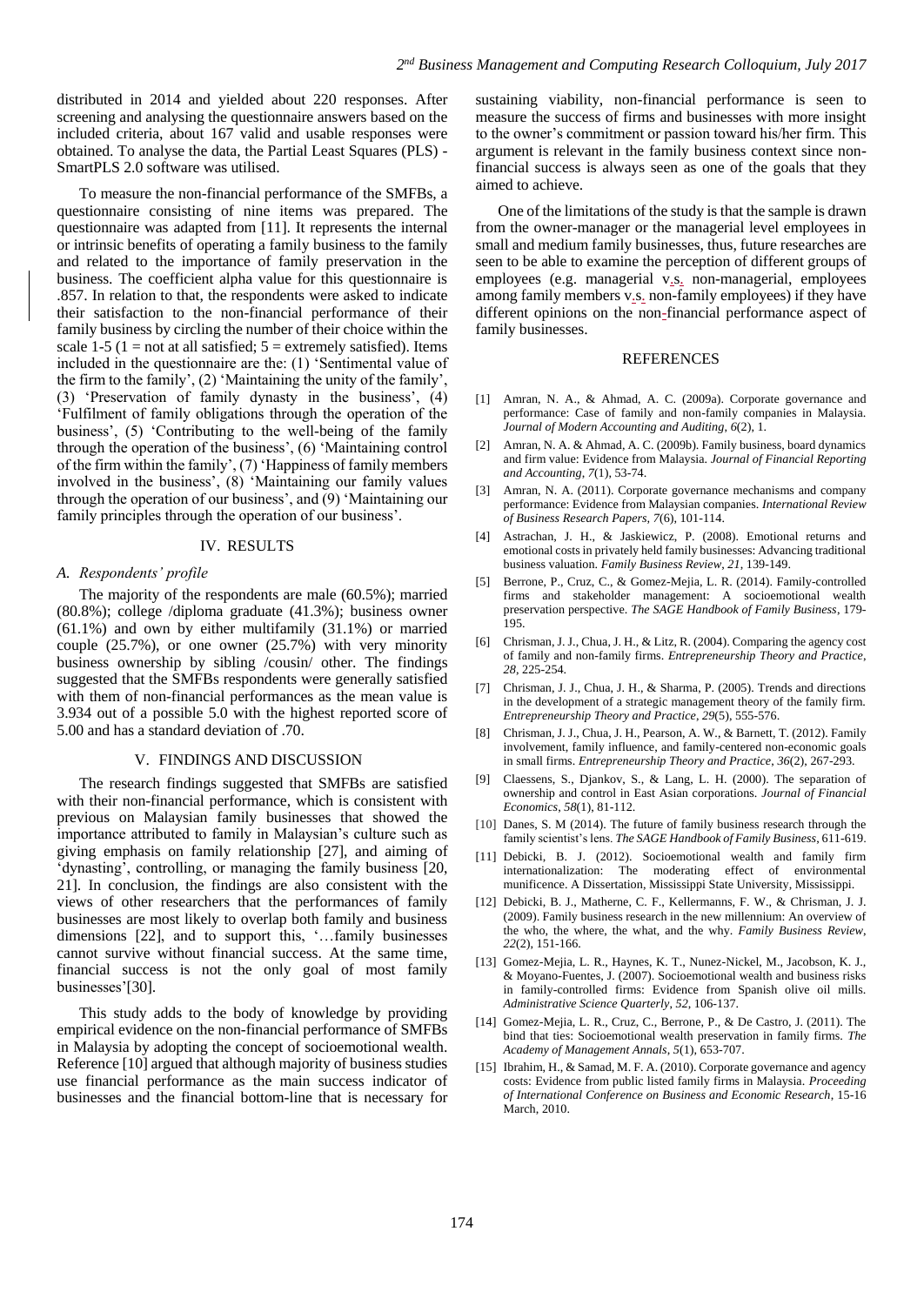distributed in 2014 and yielded about 220 responses. After screening and analysing the questionnaire answers based on the included criteria, about 167 valid and usable responses were obtained. To analyse the data, the Partial Least Squares (PLS) - SmartPLS 2.0 software was utilised.

To measure the non-financial performance of the SMFBs, a questionnaire consisting of nine items was prepared. The questionnaire was adapted from [11]. It represents the internal or intrinsic benefits of operating a family business to the family and related to the importance of family preservation in the business. The coefficient alpha value for this questionnaire is .857. In relation to that, the respondents were asked to indicate their satisfaction to the non-financial performance of their family business by circling the number of their choice within the scale 1-5 (1 = not at all satisfied; 5 = extremely satisfied). Items included in the questionnaire are the: (1) 'Sentimental value of the firm to the family', (2) 'Maintaining the unity of the family', (3) 'Preservation of family dynasty in the business', (4) 'Fulfilment of family obligations through the operation of the business', (5) 'Contributing to the well-being of the family through the operation of the business', (6) 'Maintaining control of the firm within the family', (7) 'Happiness of family members involved in the business', (8) 'Maintaining our family values through the operation of our business', and (9) 'Maintaining our family principles through the operation of our business'.

## IV. RESULTS

### A. Respondents' profile

The majority of the respondents are male (60.5%); married (80.8%); college /diploma graduate (41.3%); business owner (61.1%) and own by either multifamily (31.1%) or married couple (25.7%), or one owner (25.7%) with very minority business ownership by sibling /cousin/ other. The findings suggested that the SMFBs respondents were generally satisfied with them of non-financial performances as the mean value is 3.934 out of a possible 5.0 with the highest reported score of 5.00 and has a standard deviation of .70.

## V. FINDINGS AND DISCUSSION

The research findings suggested that SMFBs are satisfied with their non-financial performance, which is consistent with previous on Malaysian family businesses that showed the importance attributed to family in Malaysian's culture such as giving emphasis on family relationship [27], and aiming of 'dynasting', controlling, or managing the family business [20, 21]. In conclusion, the findings are also consistent with the views of other researchers that the performances of family businesses are most likely to overlap both family and business dimensions [22], and to support this, '…family businesses cannot survive without financial success. At the same time, financial success is not the only goal of most family businesses'[30].

This study adds to the body of knowledge by providing empirical evidence on the non-financial performance of SMFBs in Malaysia by adopting the concept of socioemotional wealth. Reference [10] argued that although majority of business studies use financial performance as the main success indicator of businesses and the financial bottom-line that is necessary for sustaining viability, non-financial performance is seen to measure the success of firms and businesses with more insight to the owner's commitment or passion toward his/her firm. This argument is relevant in the family business context since non-financial success is always seen as one of the goals that they aimed to achieve.

One of the limitations of the study is that the sample is drawn from the owner-manager or the managerial level employees in small and medium family businesses, thus, future researches are seen to be able to examine the perception of different groups of employees (e.g. managerial v.s. non-managerial, employees among family members v.s. non-family employees) if they have different opinions on the non-financial performance aspect of family businesses.

## REFERENCES

[1] Amran, N. A., & Ahmad, A. C. (2009a). Corporate governance and performance: Case of family and non-family companies in Malaysia. *Journal of Modern Accounting and Auditing*, *6*(2), 1.

[2] Amran, N. A. & Ahmad, A. C. (2009b). Family business, board dynamics and firm value: Evidence from Malaysia. *Journal of Financial Reporting and Accounting*, *7*(1), 53-74.

[3] Amran, N. A. (2011). Corporate governance mechanisms and company performance: Evidence from Malaysian companies. *International Review of Business Research Papers*, *7*(6), 101-114.

[4] Astrachan, J. H., & Jaskiewicz, P. (2008). Emotional returns and emotional costs in privately held family businesses: Advancing traditional business valuation. *Family Business Review*, *21*, 139-149.

[5] Berrone, P., Cruz, C., & Gomez-Mejia, L. R. (2014). Family-controlled firms and stakeholder management: A socioemotional wealth preservation perspective. *The SAGE Handbook of Family Business*, 179-195.

[6] Chrisman, J. J., Chua, J. H., & Litz, R. (2004). Comparing the agency cost of family and non-family firms. *Entrepreneurship Theory and Practice*, *28*, 225-254.

[7] Chrisman, J. J., Chua, J. H., & Sharma, P. (2005). Trends and directions in the development of a strategic management theory of the family firm. *Entrepreneurship Theory and Practice*, *29*(5), 555-576.

[8] Chrisman, J. J., Chua, J. H., Pearson, A. W., & Barnett, T. (2012). Family involvement, family influence, and family-centered non-economic goals in small firms. *Entrepreneurship Theory and Practice*, *36*(2), 267-293.

[9] Claessens, S., Djankov, S., & Lang, L. H. (2000). The separation of ownership and control in East Asian corporations. *Journal of Financial Economics*, *58*(1), 81-112.

[10] Danes, S. M (2014). The future of family business research through the family scientist's lens. *The SAGE Handbook of Family Business*, 611-619.

[11] Debicki, B. J. (2012). Socioemotional wealth and family firm internationalization: The moderating effect of environmental munificence. A Dissertation, Mississippi State University, Mississippi.

[12] Debicki, B. J., Matherne, C. F., Kellermanns, F. W., & Chrisman, J. J. (2009). Family business research in the new millennium: An overview of the who, the where, the what, and the why. *Family Business Review*, *22*(2), 151-166.

[13] Gomez-Mejia, L. R., Haynes, K. T., Nunez-Nickel, M., Jacobson, K. J., & Moyano-Fuentes, J. (2007). Socioemotional wealth and business risks in family-controlled firms: Evidence from Spanish olive oil mills. *Administrative Science Quarterly*, *52*, 106-137.

[14] Gomez-Mejia, L. R., Cruz, C., Berrone, P., & De Castro, J. (2011). The bind that ties: Socioemotional wealth preservation in family firms. *The Academy of Management Annals*, *5*(1), 653-707.

[15] Ibrahim, H., & Samad, M. F. A. (2010). Corporate governance and agency costs: Evidence from public listed family firms in Malaysia. *Proceeding of International Conference on Business and Economic Research*, 15-16 March, 2010.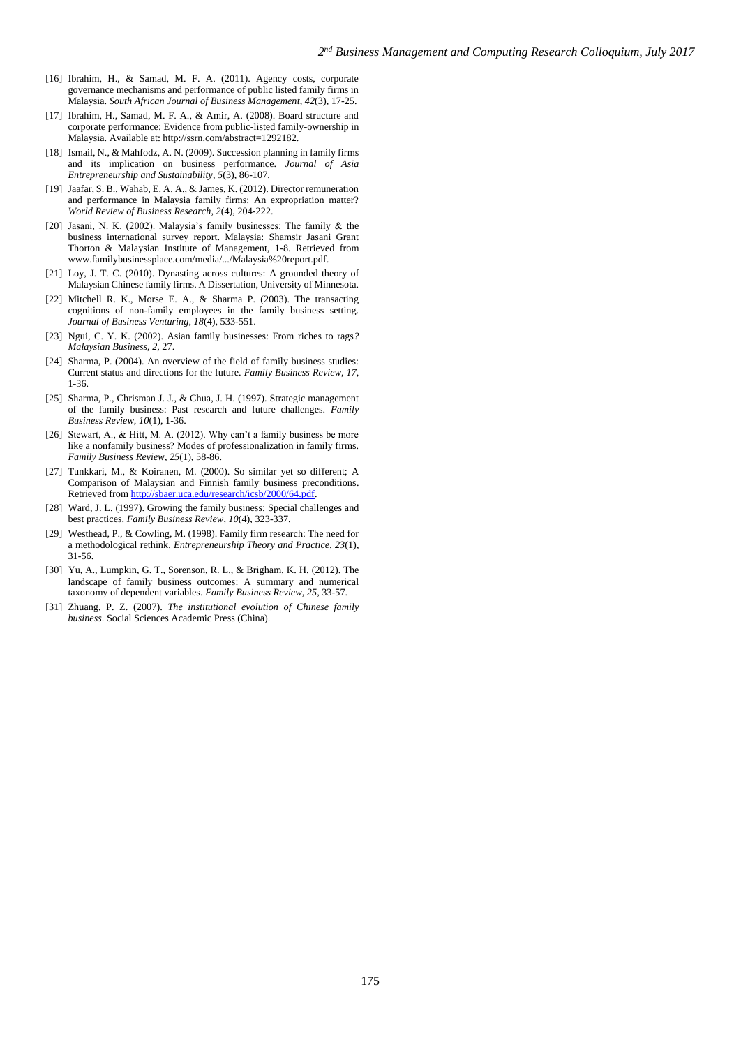[16] Ibrahim, H., & Samad, M. F. A. (2011). Agency costs, corporate governance mechanisms and performance of public listed family firms in Malaysia. *South African Journal of Business Management*, *42*(3), 17-25.

[17] Ibrahim, H., Samad, M. F. A., & Amir, A. (2008). Board structure and corporate performance: Evidence from public-listed family-ownership in Malaysia. Available at: http://ssrn.com/abstract=1292182.

[18] Ismail, N., & Mahfodz, A. N. (2009). Succession planning in family firms and its implication on business performance. *Journal of Asia Entrepreneurship and Sustainability*, *5*(3), 86-107.

[19] Jaafar, S. B., Wahab, E. A. A., & James, K. (2012). Director remuneration and performance in Malaysia family firms: An expropriation matter? *World Review of Business Research*, *2*(4), 204-222.

[20] Jasani, N. K. (2002). Malaysia's family businesses: The family & the business international survey report. Malaysia: Shamsir Jasani Grant Thorton & Malaysian Institute of Management, 1-8. Retrieved from www.familybusinessplace.com/media/.../Malaysia%20report.pdf.

[21] Loy, J. T. C. (2010). Dynasting across cultures: A grounded theory of Malaysian Chinese family firms. A Dissertation, University of Minnesota.

[22] Mitchell R. K., Morse E. A., & Sharma P. (2003). The transacting cognitions of non-family employees in the family business setting. *Journal of Business Venturing*, *18*(4), 533-551.

[23] Ngui, C. Y. K. (2002). Asian family businesses: From riches to rags*? Malaysian Business*, *2*, 27.

[24] Sharma, P. (2004). An overview of the field of family business studies: Current status and directions for the future. *Family Business Review*, *17*, 1-36.

[25] Sharma, P., Chrisman J. J., & Chua, J. H. (1997). Strategic management of the family business: Past research and future challenges. *Family Business Review*, *10*(1), 1-36.

[26] Stewart, A., & Hitt, M. A. (2012). Why can't a family business be more like a nonfamily business? Modes of professionalization in family firms. *Family Business Review*, *25*(1), 58-86.

[27] Tunkkari, M., & Koiranen, M. (2000). So similar yet so different; A Comparison of Malaysian and Finnish family business preconditions. Retrieved from http://sbaer.uca.edu/research/icsb/2000/64.pdf.

[28] Ward, J. L. (1997). Growing the family business: Special challenges and best practices. *Family Business Review*, *10*(4), 323-337.

[29] Westhead, P., & Cowling, M. (1998). Family firm research: The need for a methodological rethink. *Entrepreneurship Theory and Practice*, *23*(1), 31-56.

[30] Yu, A., Lumpkin, G. T., Sorenson, R. L., & Brigham, K. H. (2012). The landscape of family business outcomes: A summary and numerical taxonomy of dependent variables. *Family Business Review*, *25*, 33-57.

[31] Zhuang, P. Z. (2007). *The institutional evolution of Chinese family business*. Social Sciences Academic Press (China).